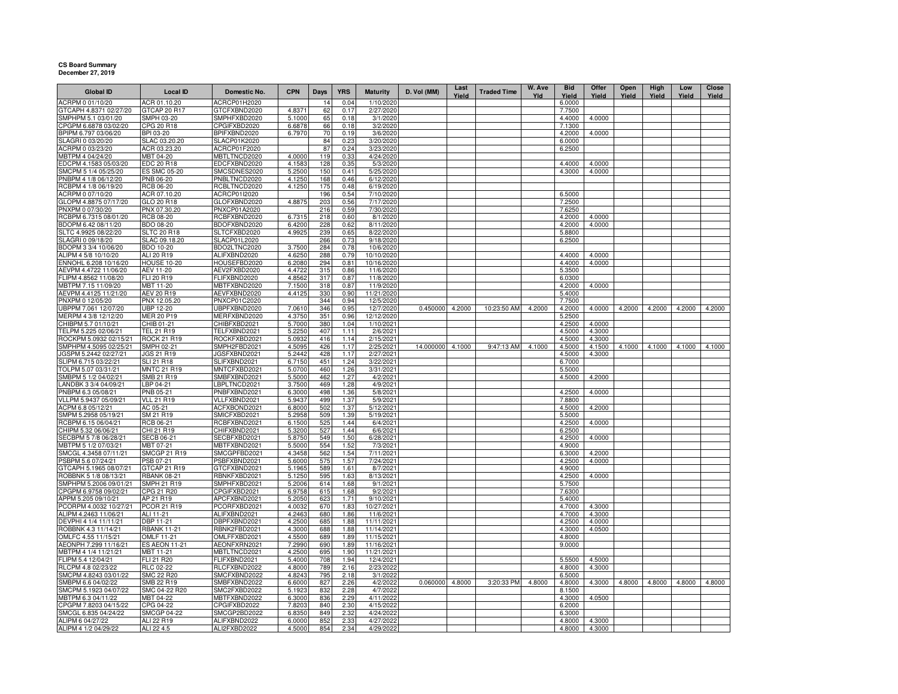**CS Board Summary**
**December 27, 2019**

| Global ID | Local ID | Domestic No. | CPN | Days | YRS | Maturity | D. Vol (MM) | Last Yield | Traded Time | W. Ave Yld | Bid Yield | Offer Yield | Open Yield | High Yield | Low Yield | Close Yield |
|---|---|---|---|---|---|---|---|---|---|---|---|---|---|---|---|---|
| ACRPM 0 01/10/20 | ACR 01.10.20 | ACRCP01H2020 | | 14 | 0.04 | 1/10/2020 | | | | | 6.0000 | | | | | |
| GTCAPH 4.8371 02/27/20 | GTCAP 20 R17 | GTCFXBND2020 | 4.8371 | 62 | 0.17 | 2/27/2020 | | | | | 7.7500 | | | | | |
| SMPHPM 5.1 03/01/20 | SMPH 03-20 | SMPHFXBD2020 | 5.1000 | 65 | 0.18 | 3/1/2020 | | | | | 4.4000 | 4.0000 | | | | |
| CPGPM 6.6878 03/02/20 | CPG 20 R18 | CPGIFXBD2020 | 6.6878 | 66 | 0.18 | 3/2/2020 | | | | | 7.1300 | | | | | |
| BPIPM 6.797 03/06/20 | BPI 03-20 | BPIFXBND2020 | 6.7970 | 70 | 0.19 | 3/6/2020 | | | | | 4.2000 | 4.0000 | | | | |
| SLAGRI 0 03/20/20 | SLAC 03.20.20 | SLACP01K2020 | | 84 | 0.23 | 3/20/2020 | | | | | 6.0000 | | | | | |
| ACRPM 0 03/23/20 | ACR 03.23.20 | ACRCP01F2020 | | 87 | 0.24 | 3/23/2020 | | | | | 6.2500 | | | | | |
| MBTPM 4 04/24/20 | MBT 04-20 | MBTLTNCD2020 | 4.0000 | 119 | 0.33 | 4/24/2020 | | | | | | | | | | |
| EDCPM 4.1583 05/03/20 | EDC 20 R18 | EDCFXBND2020 | 4.1583 | 128 | 0.35 | 5/3/2020 | | | | | 4.4000 | 4.0000 | | | | |
| SMCPM 5 1/4 05/25/20 | ES SMC 05-20 | SMCSDNES2020 | 5.2500 | 150 | 0.41 | 5/25/2020 | | | | | 4.3000 | 4.0000 | | | | |
| PNBPM 4 1/8 06/12/20 | PNB 06-20 | PNBLTNCD2020 | 4.1250 | 168 | 0.46 | 6/12/2020 | | | | | | | | | | |
| RCBPM 4 1/8 06/19/20 | RCB 06-20 | RCBLTNCD2020 | 4.1250 | 175 | 0.48 | 6/19/2020 | | | | | | | | | | |
| ACRPM 0 07/10/20 | ACR 07.10.20 | ACRCP01I2020 | | 196 | 0.54 | 7/10/2020 | | | | | 6.5000 | | | | | |
| GLOPM 4.8875 07/17/20 | GLO 20 R18 | GLOFXBND2020 | 4.8875 | 203 | 0.56 | 7/17/2020 | | | | | 7.2500 | | | | | |
| PNXPM 0 07/30/20 | PNX 07.30.20 | PNXCP01A2020 | | 216 | 0.59 | 7/30/2020 | | | | | 7.6250 | | | | | |
| RCBPM 6.7315 08/01/20 | RCB 08-20 | RCBFXBND2020 | 6.7315 | 218 | 0.60 | 8/1/2020 | | | | | 4.2000 | 4.0000 | | | | |
| BDOPM 6.42 08/11/20 | BDO 08-20 | BDOFXBND2020 | 6.4200 | 228 | 0.62 | 8/11/2020 | | | | | 4.2000 | 4.0000 | | | | |
| SLTC 4.9925 08/22/20 | SLTC 20 R18 | SLTCFXBD2020 | 4.9925 | 239 | 0.65 | 8/22/2020 | | | | | 5.8800 | | | | | |
| SLAGRI 0 09/18/20 | SLAC 09.18.20 | SLACP01L2020 | | 266 | 0.73 | 9/18/2020 | | | | | 6.2500 | | | | | |
| BDOPM 3 3/4 10/06/20 | BDO 10-20 | BDO2LTNC2020 | 3.7500 | 284 | 0.78 | 10/6/2020 | | | | | | | | | | |
| ALIPM 4 5/8 10/10/20 | ALI 20 R19 | ALIFXBND2020 | 4.6250 | 288 | 0.79 | 10/10/2020 | | | | | 4.4000 | 4.0000 | | | | |
| ENNOHL 6.208 10/16/20 | HOUSE 10-20 | HOUSEFBD2020 | 6.2080 | 294 | 0.81 | 10/16/2020 | | | | | 4.4000 | 4.0000 | | | | |
| AEVPM 4.4722 11/06/20 | AEV 11-20 | AEV2FXBD2020 | 4.4722 | 315 | 0.86 | 11/6/2020 | | | | | 5.3500 | | | | | |
| FLIPM 4.8562 11/08/20 | FLI 20 R19 | FLIFXBND2020 | 4.8562 | 317 | 0.87 | 11/8/2020 | | | | | 6.0300 | | | | | |
| MBTPM 7.15 11/09/20 | MBT 11-20 | MBTFXBND2020 | 7.1500 | 318 | 0.87 | 11/9/2020 | | | | | 4.2000 | 4.0000 | | | | |
| AEVPM 4.4125 11/21/20 | AEV 20 R19 | AEVFXBND2020 | 4.4125 | 330 | 0.90 | 11/21/2020 | | | | | 5.4000 | | | | | |
| PNXPM 0 12/05/20 | PNX 12.05.20 | PNXCP01C2020 | | 344 | 0.94 | 12/5/2020 | | | | | 7.7500 | | | | | |
| UBPPM 7.061 12/07/20 | UBP 12-20 | UBPFXBND2020 | 7.0610 | 346 | 0.95 | 12/7/2020 | 0.450000 | 4.2000 | 10:23:50 AM | 4.2000 | 4.2000 | 4.0000 | 4.2000 | 4.2000 | 4.2000 | 4.2000 |
| MERPM 4 3/8 12/12/20 | MER 20 P19 | MERFXBND2020 | 4.3750 | 351 | 0.96 | 12/12/2020 | | | | | 5.2500 | | | | | |
| CHIBPM 5.7 01/10/21 | CHIB 01-21 | CHIBFXBD2021 | 5.7000 | 380 | 1.04 | 1/10/2021 | | | | | 4.2500 | 4.0000 | | | | |
| TELPM 5.225 02/06/21 | TEL 21 R19 | TELFXBND2021 | 5.2250 | 407 | 1.11 | 2/6/2021 | | | | | 4.5000 | 4.3000 | | | | |
| ROCKPM 5.0932 02/15/21 | ROCK 21 R19 | ROCKFXBD2021 | 5.0932 | 416 | 1.14 | 2/15/2021 | | | | | 4.5000 | 4.3000 | | | | |
| SMPHPM 4.5095 02/25/21 | SMPH 02-21 | SMPH2FBD2021 | 4.5095 | 426 | 1.17 | 2/25/2021 | 14.000000 | 4.1000 | 9:47:13 AM | 4.1000 | 4.5000 | 4.1500 | 4.1000 | 4.1000 | 4.1000 | 4.1000 |
| JGSPM 5.2442 02/27/21 | JGS 21 R19 | JGSFXBND2021 | 5.2442 | 428 | 1.17 | 2/27/2021 | | | | | 4.5000 | 4.3000 | | | | |
| SLIPM 6.715 03/22/21 | SLI 21 R18 | SLIFXBND2021 | 6.7150 | 451 | 1.24 | 3/22/2021 | | | | | 6.7000 | | | | | |
| TOLPM 5.07 03/31/21 | MNTC 21 R19 | MNTCFXBD2021 | 5.0700 | 460 | 1.26 | 3/31/2021 | | | | | 5.5000 | | | | | |
| SMBPM 5 1/2 04/02/21 | SMB 21 R19 | SMBFXBND2021 | 5.5000 | 462 | 1.27 | 4/2/2021 | | | | | 4.5000 | 4.2000 | | | | |
| LANDBK 3 3/4 04/09/21 | LBP 04-21 | LBPLTNCD2021 | 3.7500 | 469 | 1.28 | 4/9/2021 | | | | | | | | | | |
| PNBPM 6.3 05/08/21 | PNB 05-21 | PNBFXBND2021 | 6.3000 | 498 | 1.36 | 5/8/2021 | | | | | 4.2500 | 4.0000 | | | | |
| VLLPM 5.9437 05/09/21 | VLL 21 R19 | VLLFXBND2021 | 5.9437 | 499 | 1.37 | 5/9/2021 | | | | | 7.8800 | | | | | |
| ACPM 6.8 05/12/21 | AC 05-21 | ACFXBOND2021 | 6.8000 | 502 | 1.37 | 5/12/2021 | | | | | 4.5000 | 4.2000 | | | | |
| SMPM 5.2958 05/19/21 | SM 21 R19 | SMICFXBD2021 | 5.2958 | 509 | 1.39 | 5/19/2021 | | | | | 5.5000 | | | | | |
| RCBPM 6.15 06/04/21 | RCB 06-21 | RCBFXBND2021 | 6.1500 | 525 | 1.44 | 6/4/2021 | | | | | 4.2500 | 4.0000 | | | | |
| CHIPM 5.32 06/06/21 | CHI 21 R19 | CHIFXBND2021 | 5.3200 | 527 | 1.44 | 6/6/2021 | | | | | 6.2500 | | | | | |
| SECBPM 5 7/8 06/28/21 | SECB 06-21 | SECBFXBD2021 | 5.8750 | 549 | 1.50 | 6/28/2021 | | | | | 4.2500 | 4.0000 | | | | |
| MBTPM 5 1/2 07/03/21 | MBT 07-21 | MBTFXBND2021 | 5.5000 | 554 | 1.52 | 7/3/2021 | | | | | 4.9000 | | | | | |
| SMCGL 4.3458 07/11/21 | SMCGP 21 R19 | SMCGPFBD2021 | 4.3458 | 562 | 1.54 | 7/11/2021 | | | | | 6.3000 | 4.2000 | | | | |
| PSBPM 5.6 07/24/21 | PSB 07-21 | PSBFXBND2021 | 5.6000 | 575 | 1.57 | 7/24/2021 | | | | | 4.2500 | 4.0000 | | | | |
| GTCAPH 5.1965 08/07/21 | GTCAP 21 R19 | GTCFXBND2021 | 5.1965 | 589 | 1.61 | 8/7/2021 | | | | | 4.9000 | | | | | |
| ROBBNK 5 1/8 08/13/21 | RBANK 08-21 | RBNKFXBD2021 | 5.1250 | 595 | 1.63 | 8/13/2021 | | | | | 4.2500 | 4.0000 | | | | |
| SMPHPM 5.2006 09/01/21 | SMPH 21 R19 | SMPHFXBD2021 | 5.2006 | 614 | 1.68 | 9/1/2021 | | | | | 5.7500 | | | | | |
| CPGPM 6.9758 09/02/21 | CPG 21 R20 | CPGIFXBD2021 | 6.9758 | 615 | 1.68 | 9/2/2021 | | | | | 7.6300 | | | | | |
| APPM 5.205 09/10/21 | AP 21 R19 | APCFXBND2021 | 5.2050 | 623 | 1.71 | 9/10/2021 | | | | | 5.4000 | | | | | |
| PCORPM 4.0032 10/27/21 | PCOR 21 R19 | PCORFXBD2021 | 4.0032 | 670 | 1.83 | 10/27/2021 | | | | | 4.7000 | 4.3000 | | | | |
| ALIPM 4.2463 11/06/21 | ALI 11-21 | ALIFXBND2021 | 4.2463 | 680 | 1.86 | 11/6/2021 | | | | | 4.7000 | 4.3000 | | | | |
| DEVPHI 4 1/4 11/11/21 | DBP 11-21 | DBPFXBND2021 | 4.2500 | 685 | 1.88 | 11/11/2021 | | | | | 4.2500 | 4.0000 | | | | |
| ROBBNK 4.3 11/14/21 | RBANK 11-21 | RBNK2FBD2021 | 4.3000 | 688 | 1.88 | 11/14/2021 | | | | | 4.3000 | 4.0500 | | | | |
| OMLFC 4.55 11/15/21 | OMLF 11-21 | OMLFFXBD2021 | 4.5500 | 689 | 1.89 | 11/15/2021 | | | | | 4.8000 | | | | | |
| AEONPH 7.299 11/16/21 | ES AEON 11-21 | AEONFXRN2021 | 7.2990 | 690 | 1.89 | 11/16/2021 | | | | | 9.0000 | | | | | |
| MBTPM 4 1/4 11/21/21 | MBT 11-21 | MBTLTNCD2021 | 4.2500 | 695 | 1.90 | 11/21/2021 | | | | | | | | | | |
| FLIPM 5.4 12/04/21 | FLI 21 R20 | FLIFXBND2021 | 5.4000 | 708 | 1.94 | 12/4/2021 | | | | | 5.5500 | 4.5000 | | | | |
| RLCPM 4.8 02/23/22 | RLC 02-22 | RLCFXBND2022 | 4.8000 | 789 | 2.16 | 2/23/2022 | | | | | 4.8000 | 4.3000 | | | | |
| SMCPM 4.8243 03/01/22 | SMC 22 R20 | SMCFXBND2022 | 4.8243 | 795 | 2.18 | 3/1/2022 | | | | | 6.5000 | | | | | |
| SMBPM 6.6 04/02/22 | SMB 22 R19 | SMBFXBND2022 | 6.6000 | 827 | 2.26 | 4/2/2022 | 0.060000 | 4.8000 | 3:20:33 PM | 4.8000 | 4.8000 | 4.3000 | 4.8000 | 4.8000 | 4.8000 | 4.8000 |
| SMCPM 5.1923 04/07/22 | SMC 04-22 R20 | SMC2FXBD2022 | 5.1923 | 832 | 2.28 | 4/7/2022 | | | | | 8.1500 | | | | | |
| MBTPM 6.3 04/11/22 | MBT 04-22 | MBTFXBND2022 | 6.3000 | 836 | 2.29 | 4/11/2022 | | | | | 4.3000 | 4.0500 | | | | |
| CPGPM 7.8203 04/15/22 | CPG 04-22 | CPGIFXBD2022 | 7.8203 | 840 | 2.30 | 4/15/2022 | | | | | 6.2000 | | | | | |
| SMCGL 6.835 04/24/22 | SMCGP 04-22 | SMCGP2BD2022 | 6.8350 | 849 | 2.32 | 4/24/2022 | | | | | 6.3000 | | | | | |
| ALIPM 6 04/27/22 | ALI 22 R19 | ALIFXBND2022 | 6.0000 | 852 | 2.33 | 4/27/2022 | | | | | 4.8000 | 4.3000 | | | | |
| ALIPM 4 1/2 04/29/22 | ALI 22 4.5 | ALI2FXBD2022 | 4.5000 | 854 | 2.34 | 4/29/2022 | | | | | 4.8000 | 4.3000 | | | | |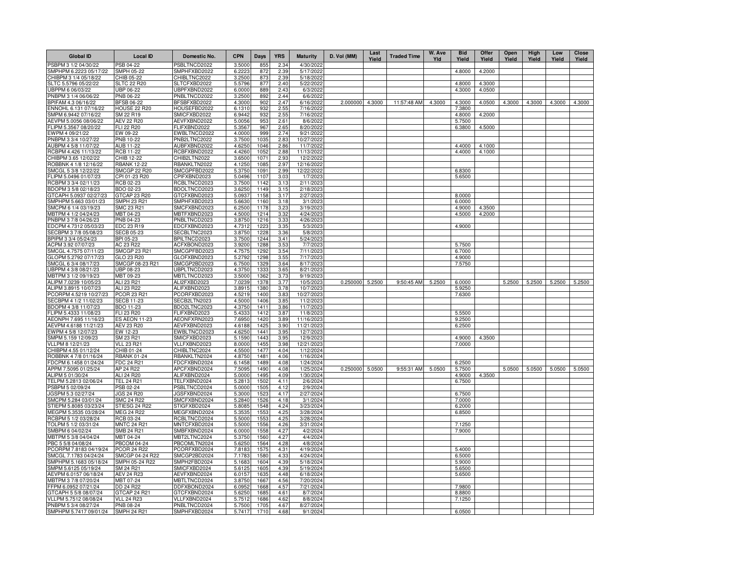| Global ID | Local ID | Domestic No. | CPN | Days | YRS | Maturity | D. Vol (MM) | Last Yield | Traded Time | W. Ave Yld | Bid Yield | Offer Yield | Open Yield | High Yield | Low Yield | Close Yield |
|---|---|---|---|---|---|---|---|---|---|---|---|---|---|---|---|---|
| PSBPM 3 1/2 04/30/22 | PSB 04-22 | PSBLTNCD2022 | 3.5000 | 855 | 2.34 | 4/30/2022 | | | | | | | | | | |
| SMPHPM 6.2223 05/17/22 | SMPH 05-22 | SMPHFXBD2022 | 6.2223 | 872 | 2.39 | 5/17/2022 | | | | | 4.8000 | 4.2000 | | | | |
| CHIBPM 3 1/4 05/18/22 | CHIB 05-22 | CHIBLTNC2022 | 3.2500 | 873 | 2.39 | 5/18/2022 | | | | | | | | | | |
| SLTC 5.5796 05/22/22 | SLTC 22 R20 | SLTCFXBD2022 | 5.5796 | 877 | 2.40 | 5/22/2022 | | | | | 4.8000 | 4.3000 | | | | |
| UBPPM 6 06/03/22 | UBP 06-22 | UBPFXBND2022 | 6.0000 | 889 | 2.43 | 6/3/2022 | | | | | 4.3000 | 4.0500 | | | | |
| PNBPM 3 1/4 06/06/22 | PNB 06-22 | PNBLTNCD2022 | 3.2500 | 892 | 2.44 | 6/6/2022 | | | | | | | | | | |
| BPIFAM 4.3 06/16/22 | BFSB 06-22 | BFSBFXBD2022 | 4.3000 | 902 | 2.47 | 6/16/2022 | 2.000000 | 4.3000 | 11:57:48 AM | 4.3000 | 4.3000 | 4.0500 | 4.3000 | 4.3000 | 4.3000 | 4.3000 |
| ENNOHL 6.131 07/16/22 | HOUSE 22 R20 | HOUSEFBD2022 | 6.1310 | 932 | 2.55 | 7/16/2022 | | | | | 7.3800 | | | | | |
| SMPM 6.9442 07/16/22 | SM 22 R19 | SMICFXBD2022 | 6.9442 | 932 | 2.55 | 7/16/2022 | | | | | 4.8000 | 4.2000 | | | | |
| AEVPM 5.0056 08/06/22 | AEV 22 R20 | AEVFXBND2022 | 5.0056 | 953 | 2.61 | 8/6/2022 | | | | | 5.7500 | | | | | |
| FLIPM 5.3567 08/20/22 | FLI 22 R20 | FLIFXBND2022 | 5.3567 | 967 | 2.65 | 8/20/2022 | | | | | 6.3800 | 4.5000 | | | | |
| EWPM 4 09/21/22 | EW 09-22 | EWBLTNCD2022 | 4.0000 | 999 | 2.74 | 9/21/2022 | | | | | | | | | | |
| PNBPM 3 3/4 10/27/22 | PNB 10-22 | PNB2LTNC2022 | 3.7500 | 1035 | 2.83 | 10/27/2022 | | | | | | | | | | |
| AUBPM 4 5/8 11/07/22 | AUB 11-22 | AUBFXBND2022 | 4.6250 | 1046 | 2.86 | 11/7/2022 | | | | | 4.4000 | 4.1000 | | | | |
| RCBPM 4.426 11/13/22 | RCB 11-22 | RCBFXBND2022 | 4.4260 | 1052 | 2.88 | 11/13/2022 | | | | | 4.4000 | 4.1000 | | | | |
| CHIBPM 3.65 12/02/22 | CHIB 12-22 | CHIB2LTN2022 | 3.6500 | 1071 | 2.93 | 12/2/2022 | | | | | | | | | | |
| ROBBNK 4 1/8 12/16/22 | RBANK 12-22 | RBANKLTN2022 | 4.1250 | 1085 | 2.97 | 12/16/2022 | | | | | | | | | | |
| SMCGL 5 3/8 12/22/22 | SMCGP 22 R20 | SMCGPFBD2022 | 5.3750 | 1091 | 2.99 | 12/22/2022 | | | | | 6.8300 | | | | | |
| FLIPM 5.0496 01/07/23 | CPI 01-23 R20 | CPIFXBND2023 | 5.0496 | 1107 | 3.03 | 1/7/2023 | | | | | 5.6500 | | | | | |
| RCBPM 3 3/4 02/11/23 | RCB 02-23 | RCBLTNCD2023 | 3.7500 | 1142 | 3.13 | 2/11/2023 | | | | | | | | | | |
| BDOPM 3 5/8 02/18/23 | BDO 02-23 | BDOLTNCD2023 | 3.6250 | 1149 | 3.15 | 2/18/2023 | | | | | | | | | | |
| GTCAPH 5.0937 02/27/23 | GTCAP 23 R20 | GTCFXBND2023 | 5.0937 | 1158 | 3.17 | 2/27/2023 | | | | | 8.0000 | | | | | |
| SMPHPM 5.663 03/01/23 | SMPH 23 R21 | SMPHFXBD2023 | 5.6630 | 1160 | 3.18 | 3/1/2023 | | | | | 6.0000 | | | | | |
| SMCPM 6 1/4 03/19/23 | SMC 23 R21 | SMCFXBND2023 | 6.2500 | 1178 | 3.23 | 3/19/2023 | | | | | 4.9000 | 4.3500 | | | | |
| MBTPM 4 1/2 04/24/23 | MBT 04-23 | MBTFXBND2023 | 4.5000 | 1214 | 3.32 | 4/24/2023 | | | | | 4.5000 | 4.2000 | | | | |
| PNBPM 3 7/8 04/26/23 | PNB 04-23 | PNBLTNCD2023 | 3.8750 | 1216 | 3.33 | 4/26/2023 | | | | | | | | | | |
| EDCPM 4.7312 05/03/23 | EDC 23 R19 | EDCFXBND2023 | 4.7312 | 1223 | 3.35 | 5/3/2023 | | | | | 4.9000 | | | | | |
| SECBPM 3 7/8 05/08/23 | SECB 05-23 | SECBLTNC2023 | 3.8750 | 1228 | 3.36 | 5/8/2023 | | | | | | | | | | |
| BPIPM 3 3/4 05/24/23 | BPI 05-23 | BPILTNCD2023 | 3.7500 | 1244 | 3.41 | 5/24/2023 | | | | | | | | | | |
| ACPM 3.92 07/07/23 | AC 23 R22 | ACFXBOND2023 | 3.9200 | 1288 | 3.53 | 7/7/2023 | | | | | 5.7500 | | | | | |
| SMCGL 4.7575 07/11/23 | SMCGP 23 R21 | SMCGPFBD2023 | 4.7575 | 1292 | 3.54 | 7/11/2023 | | | | | 6.7000 | | | | | |
| GLOPM 5.2792 07/17/23 | GLO 23 R20 | GLOFXBND2023 | 5.2792 | 1298 | 3.55 | 7/17/2023 | | | | | 4.9000 | | | | | |
| SMCGL 6 3/4 08/17/23 | SMCGP 08-23 R21 | SMCGP2BD2023 | 6.7500 | 1329 | 3.64 | 8/17/2023 | | | | | 7.5750 | | | | | |
| UBPPM 4 3/8 08/21/23 | UBP 08-23 | UBPLTNCD2023 | 4.3750 | 1333 | 3.65 | 8/21/2023 | | | | | | | | | | |
| MBTPM 3 1/2 09/19/23 | MBT 09-23 | MBTLTNCD2023 | 3.5000 | 1362 | 3.73 | 9/19/2023 | | | | | | | | | | |
| ALIPM 7.0239 10/05/23 | ALI 23 R21 | ALI2FXBD2023 | 7.0239 | 1378 | 3.77 | 10/5/2023 | 0.250000 | 5.2500 | 9:50:45 AM | 5.2500 | 6.0000 | | 5.2500 | 5.2500 | 5.2500 | 5.2500 |
| ALIPM 3.8915 10/07/23 | ALI 23 R22 | ALIFXBND2023 | 3.8915 | 1380 | 3.78 | 10/7/2023 | | | | | 5.9250 | | | | | |
| PCORPM 4.5219 10/27/23 | PCOR 23 R21 | PCORFXBD2023 | 4.5219 | 1400 | 3.83 | 10/27/2023 | | | | | 7.6300 | | | | | |
| SECBPM 4 1/2 11/02/23 | SECB 11-23 | SECB2LTN2023 | 4.5000 | 1406 | 3.85 | 11/2/2023 | | | | | | | | | | |
| BDOPM 4 3/8 11/07/23 | BDO 11-23 | BDO2LTNC2023 | 4.3750 | 1411 | 3.86 | 11/7/2023 | | | | | | | | | | |
| FLIPM 5.4333 11/08/23 | FLI 23 R20 | FLIFXBND2023 | 5.4333 | 1412 | 3.87 | 11/8/2023 | | | | | 5.5500 | | | | | |
| AEONPH 7.695 11/16/23 | ES AEON 11-23 | AEONFXRN2023 | 7.6950 | 1420 | 3.89 | 11/16/2023 | | | | | 9.2500 | | | | | |
| AEVPM 4.6188 11/21/23 | AEV 23 R20 | AEVFXBND2023 | 4.6188 | 1425 | 3.90 | 11/21/2023 | | | | | 6.2500 | | | | | |
| EWPM 4 5/8 12/07/23 | EW 12-23 | EWBLTNCD2023 | 4.6250 | 1441 | 3.95 | 12/7/2023 | | | | | | | | | | |
| SMPM 5.159 12/09/23 | SM 23 R21 | SMICFXBD2023 | 5.1590 | 1443 | 3.95 | 12/9/2023 | | | | | 4.9000 | 4.3500 | | | | |
| VLLPM 8 12/21/23 | VLL 23 R21 | VLLFXBND2023 | 8.0000 | 1455 | 3.98 | 12/21/2023 | | | | | 7.0000 | | | | | |
| CHIBPM 4.55 01/12/24 | CHIB 01-24 | CHIBLTNC2024 | 4.5500 | 1477 | 4.04 | 1/12/2024 | | | | | | | | | | |
| ROBBNK 4 7/8 01/16/24 | RBANK 01-24 | RBANKLTN2024 | 4.8750 | 1481 | 4.06 | 1/16/2024 | | | | | | | | | | |
| FDCPM 6.1458 01/24/24 | FDC 24 R21 | FDCFXBND2024 | 6.1458 | 1489 | 4.08 | 1/24/2024 | | | | | 6.2500 | | | | | |
| APPM 7.5095 01/25/24 | AP 24 R22 | APCFXBND2024 | 7.5095 | 1490 | 4.08 | 1/25/2024 | 0.250000 | 5.0500 | 9:55:31 AM | 5.0500 | 5.7500 | | 5.0500 | 5.0500 | 5.0500 | 5.0500 |
| ALIPM 5 01/30/24 | ALI 24 R20 | ALIFXBND2024 | 5.0000 | 1495 | 4.09 | 1/30/2024 | | | | | 4.9000 | 4.3500 | | | | |
| TELPM 5.2813 02/06/24 | TEL 24 R21 | TELFXBND2024 | 5.2813 | 1502 | 4.11 | 2/6/2024 | | | | | 6.7500 | | | | | |
| PSBPM 5 02/09/24 | PSB 02-24 | PSBLTNCD2024 | 5.0000 | 1505 | 4.12 | 2/9/2024 | | | | | | | | | | |
| JGSPM 5.3 02/27/24 | JGS 24 R20 | JGSFXBND2024 | 5.3000 | 1523 | 4.17 | 2/27/2024 | | | | | 6.7500 | | | | | |
| SMCPM 5.284 03/01/24 | SMC 24 R22 | SMCFXBND2024 | 5.2840 | 1526 | 4.18 | 3/1/2024 | | | | | 7.0000 | | | | | |
| STIEPM 5.8085 03/23/24 | STIESG 24 R22 | STIGFXBD2024 | 5.8085 | 1548 | 4.24 | 3/23/2024 | | | | | 6.2000 | | | | | |
| MEGPM 5.3535 03/28/24 | MEG 24 R22 | MEGFXBND2024 | 5.3535 | 1553 | 4.25 | 3/28/2024 | | | | | 6.8500 | | | | | |
| RCBPM 5 1/2 03/28/24 | RCB 03-24 | RCBLTNCD2024 | 5.5000 | 1553 | 4.25 | 3/28/2024 | | | | | | | | | | |
| TOLPM 5 1/2 03/31/24 | MNTC 24 R21 | MNTCFXBD2024 | 5.5000 | 1556 | 4.26 | 3/31/2024 | | | | | 7.1250 | | | | | |
| SMBPM 6 04/02/24 | SMB 24 R21 | SMBFXBND2024 | 6.0000 | 1558 | 4.27 | 4/2/2024 | | | | | 7.9000 | | | | | |
| MBTPM 5 3/8 04/04/24 | MBT 04-24 | MBT2LTNC2024 | 5.3750 | 1560 | 4.27 | 4/4/2024 | | | | | | | | | | |
| PBC 5 5/8 04/08/24 | PBCOM 04-24 | PBCOMLTN2024 | 5.6250 | 1564 | 4.28 | 4/8/2024 | | | | | | | | | | |
| PCORPM 7.8183 04/19/24 | PCOR 24 R22 | PCORFXBD2024 | 7.8183 | 1575 | 4.31 | 4/19/2024 | | | | | 5.4000 | | | | | |
| SMCGL 7.1783 04/24/24 | SMCGP 04-24 R22 | SMCGP2BD2024 | 7.1783 | 1580 | 4.33 | 4/24/2024 | | | | | 6.5000 | | | | | |
| SMPHPM 5.1683 05/18/24 | SMPH 05-24 R22 | SMPH2FBD2024 | 5.1683 | 1604 | 4.39 | 5/18/2024 | | | | | 5.9000 | | | | | |
| SMPM 5.6125 05/19/24 | SM 24 R21 | SMICFXBD2024 | 5.6125 | 1605 | 4.39 | 5/19/2024 | | | | | 5.6500 | | | | | |
| AEVPM 6.0157 06/18/24 | AEV 24 R23 | AEVFXBND2024 | 6.0157 | 1635 | 4.48 | 6/18/2024 | | | | | 5.6500 | | | | | |
| MBTPM 3 7/8 07/20/24 | MBT 07-24 | MBTLTNCD2024 | 3.8750 | 1667 | 4.56 | 7/20/2024 | | | | | | | | | | |
| FFPM 6.0952 07/21/24 | DD 24 R22 | DDFXBOND2024 | 6.0952 | 1668 | 4.57 | 7/21/2024 | | | | | 7.9800 | | | | | |
| GTCAPH 5 5/8 08/07/24 | GTCAP 24 R21 | GTCFXBND2024 | 5.6250 | 1685 | 4.61 | 8/7/2024 | | | | | 8.8800 | | | | | |
| VLLPM 5.7512 08/08/24 | VLL 24 R23 | VLLFXBND2024 | 5.7512 | 1686 | 4.62 | 8/8/2024 | | | | | 7.1250 | | | | | |
| PNBPM 5 3/4 08/27/24 | PNB 08-24 | PNBLTNCD2024 | 5.7500 | 1705 | 4.67 | 8/27/2024 | | | | | | | | | | |
| SMPHPM 5.7417 09/01/24 | SMPH 24 R21 | SMPHFXBD2024 | 5.7417 | 1710 | 4.68 | 9/1/2024 | | | | | 6.0500 | | | | | |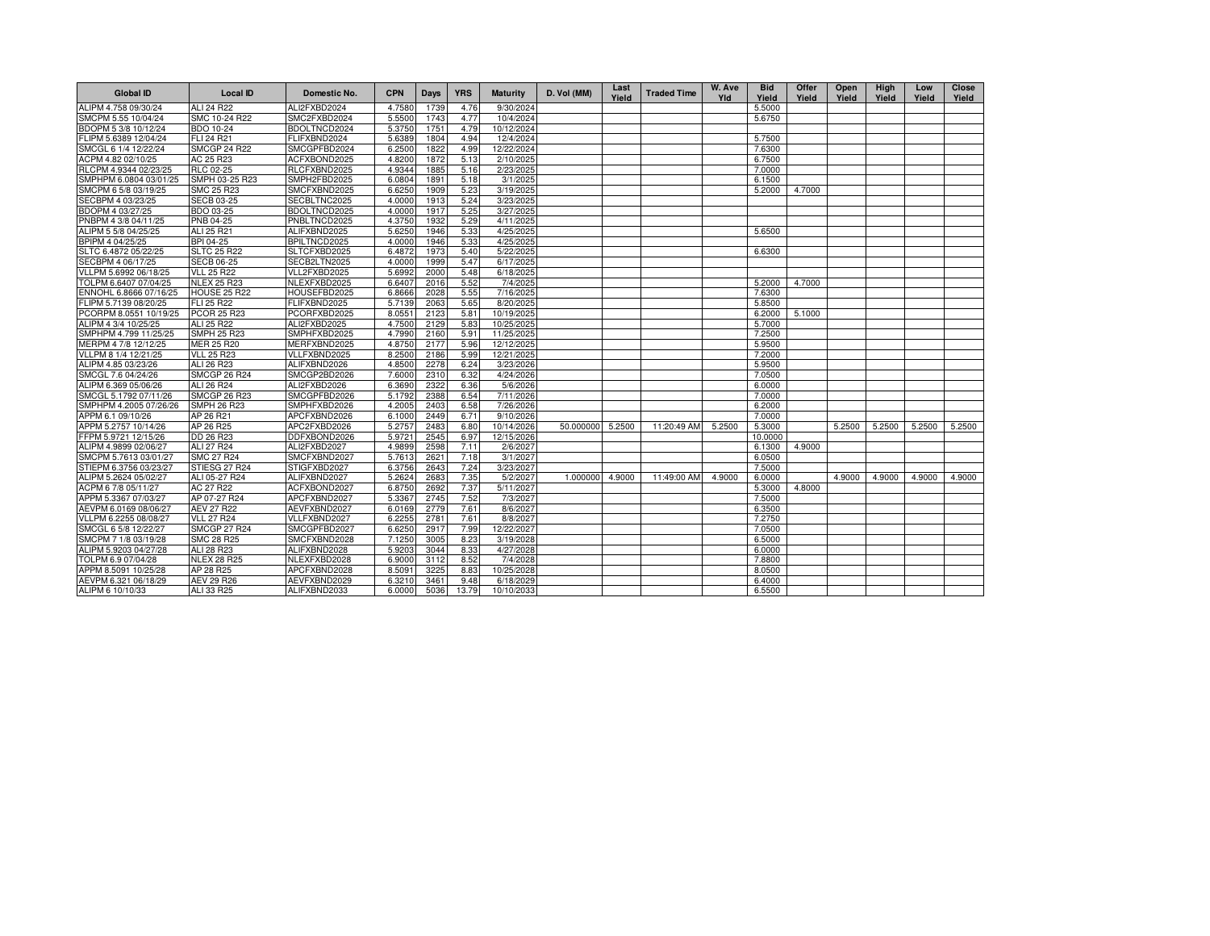| Global ID | Local ID | Domestic No. | CPN | Days | YRS | Maturity | D. Vol (MM) | Last Yield | Traded Time | W. Ave Yld | Bid Yield | Offer Yield | Open Yield | High Yield | Low Yield | Close Yield |
|---|---|---|---|---|---|---|---|---|---|---|---|---|---|---|---|---|
| ALIPM 4.758 09/30/24 | ALI 24 R22 | ALI2FXBD2024 | 4.7580 | 1739 | 4.76 | 9/30/2024 | | | | | 5.5000 | | | | | |
| SMCPM 5.55 10/04/24 | SMC 10-24 R22 | SMC2FXBD2024 | 5.5500 | 1743 | 4.77 | 10/4/2024 | | | | | 5.6750 | | | | | |
| BDOPM 5 3/8 10/12/24 | BDO 10-24 | BDOLTNCD2024 | 5.3750 | 1751 | 4.79 | 10/12/2024 | | | | | | | | | | |
| FLIPM 5.6389 12/04/24 | FLI 24 R21 | FLIFXBND2024 | 5.6389 | 1804 | 4.94 | 12/4/2024 | | | | | 5.7500 | | | | | |
| SMCGL 6 1/4 12/22/24 | SMCGP 24 R22 | SMCGPFBD2024 | 6.2500 | 1822 | 4.99 | 12/22/2024 | | | | | 7.6300 | | | | | |
| ACPM 4.82 02/10/25 | AC 25 R23 | ACFXBOND2025 | 4.8200 | 1872 | 5.13 | 2/10/2025 | | | | | 6.7500 | | | | | |
| RLCPM 4.9344 02/23/25 | RLC 02-25 | RLCFXBND2025 | 4.9344 | 1885 | 5.16 | 2/23/2025 | | | | | 7.0000 | | | | | |
| SMPHPM 6.0804 03/01/25 | SMPH 03-25 R23 | SMPH2FBD2025 | 6.0804 | 1891 | 5.18 | 3/1/2025 | | | | | 6.1500 | | | | | |
| SMCPM 6 5/8 03/19/25 | SMC 25 R23 | SMCFXBND2025 | 6.6250 | 1909 | 5.23 | 3/19/2025 | | | | | 5.2000 | 4.7000 | | | | |
| SECBPM 4 03/23/25 | SECB 03-25 | SECBLTNC2025 | 4.0000 | 1913 | 5.24 | 3/23/2025 | | | | | | | | | | |
| BDOPM 4 03/27/25 | BDO 03-25 | BDOLTNCD2025 | 4.0000 | 1917 | 5.25 | 3/27/2025 | | | | | | | | | | |
| PNBPM 4 3/8 04/11/25 | PNB 04-25 | PNBLTNCD2025 | 4.3750 | 1932 | 5.29 | 4/11/2025 | | | | | | | | | | |
| ALIPM 5 5/8 04/25/25 | ALI 25 R21 | ALIFXBND2025 | 5.6250 | 1946 | 5.33 | 4/25/2025 | | | | | 5.6500 | | | | | |
| BPIPM 4 04/25/25 | BPI 04-25 | BPILTNCD2025 | 4.0000 | 1946 | 5.33 | 4/25/2025 | | | | | | | | | | |
| SLTC 6.4872 05/22/25 | SLTC 25 R22 | SLTCFXBD2025 | 6.4872 | 1973 | 5.40 | 5/22/2025 | | | | | 6.6300 | | | | | |
| SECBPM 4 06/17/25 | SECB 06-25 | SECB2LTN2025 | 4.0000 | 1999 | 5.47 | 6/17/2025 | | | | | | | | | | |
| VLLPM 5.6992 06/18/25 | VLL 25 R22 | VLL2FXBD2025 | 5.6992 | 2000 | 5.48 | 6/18/2025 | | | | | | | | | | |
| TOLPM 6.6407 07/04/25 | NLEX 25 R23 | NLEXFXBD2025 | 6.6407 | 2016 | 5.52 | 7/4/2025 | | | | | 5.2000 | 4.7000 | | | | |
| ENNOHL 6.8666 07/16/25 | HOUSE 25 R22 | HOUSEFBD2025 | 6.8666 | 2028 | 5.55 | 7/16/2025 | | | | | 7.6300 | | | | | |
| FLIPM 5.7139 08/20/25 | FLI 25 R22 | FLIFXBND2025 | 5.7139 | 2063 | 5.65 | 8/20/2025 | | | | | 5.8500 | | | | | |
| PCORPM 8.0551 10/19/25 | PCOR 25 R23 | PCORFXBD2025 | 8.0551 | 2123 | 5.81 | 10/19/2025 | | | | | 6.2000 | 5.1000 | | | | |
| ALIPM 4 3/4 10/25/25 | ALI 25 R22 | ALI2FXBD2025 | 4.7500 | 2129 | 5.83 | 10/25/2025 | | | | | 5.7000 | | | | | |
| SMPHPM 4.799 11/25/25 | SMPH 25 R23 | SMPHFXBD2025 | 4.7990 | 2160 | 5.91 | 11/25/2025 | | | | | 7.2500 | | | | | |
| MERPM 4 7/8 12/12/25 | MER 25 R20 | MERFXBND2025 | 4.8750 | 2177 | 5.96 | 12/12/2025 | | | | | 5.9500 | | | | | |
| VLLPM 8 1/4 12/21/25 | VLL 25 R23 | VLLFXBND2025 | 8.2500 | 2186 | 5.99 | 12/21/2025 | | | | | 7.2000 | | | | | |
| ALIPM 4.85 03/23/26 | ALI 26 R23 | ALIFXBND2026 | 4.8500 | 2278 | 6.24 | 3/23/2026 | | | | | 5.9500 | | | | | |
| SMCGL 7.6 04/24/26 | SMCGP 26 R24 | SMCGP2BD2026 | 7.6000 | 2310 | 6.32 | 4/24/2026 | | | | | 7.0500 | | | | | |
| ALIPM 6.369 05/06/26 | ALI 26 R24 | ALI2FXBD2026 | 6.3690 | 2322 | 6.36 | 5/6/2026 | | | | | 6.0000 | | | | | |
| SMCGL 5.1792 07/11/26 | SMCGP 26 R23 | SMCGPFBD2026 | 5.1792 | 2388 | 6.54 | 7/11/2026 | | | | | 7.0000 | | | | | |
| SMPHPM 4.2005 07/26/26 | SMPH 26 R23 | SMPHFXBD2026 | 4.2005 | 2403 | 6.58 | 7/26/2026 | | | | | 6.2000 | | | | | |
| APPM 6.1 09/10/26 | AP 26 R21 | APCFXBND2026 | 6.1000 | 2449 | 6.71 | 9/10/2026 | | | | | 7.0000 | | | | | |
| APPM 5.2757 10/14/26 | AP 26 R25 | APC2FXBD2026 | 5.2757 | 2483 | 6.80 | 10/14/2026 | 50.000000 | 5.2500 | 11:20:49 AM | 5.2500 | 5.3000 | | 5.2500 | 5.2500 | 5.2500 | 5.2500 |
| FFPM 5.9721 12/15/26 | DD 26 R23 | DDFXBOND2026 | 5.9721 | 2545 | 6.97 | 12/15/2026 | | | | | 10.0000 | | | | | |
| ALIPM 4.9899 02/06/27 | ALI 27 R24 | ALI2FXBD2027 | 4.9899 | 2598 | 7.11 | 2/6/2027 | | | | | 6.1300 | 4.9000 | | | | |
| SMCPM 5.7613 03/01/27 | SMC 27 R24 | SMCFXBND2027 | 5.7613 | 2621 | 7.18 | 3/1/2027 | | | | | 6.0500 | | | | | |
| STIEPM 6.3756 03/23/27 | STIESG 27 R24 | STIGFXBD2027 | 6.3756 | 2643 | 7.24 | 3/23/2027 | | | | | 7.5000 | | | | | |
| ALIPM 5.2624 05/02/27 | ALI 05-27 R24 | ALIFXBND2027 | 5.2624 | 2683 | 7.35 | 5/2/2027 | 1.000000 | 4.9000 | 11:49:00 AM | 4.9000 | 6.0000 | | 4.9000 | 4.9000 | 4.9000 | 4.9000 |
| ACPM 6 7/8 05/11/27 | AC 27 R22 | ACFXBOND2027 | 6.8750 | 2692 | 7.37 | 5/11/2027 | | | | | 5.3000 | 4.8000 | | | | |
| APPM 5.3367 07/03/27 | AP 07-27 R24 | APCFXBND2027 | 5.3367 | 2745 | 7.52 | 7/3/2027 | | | | | 7.5000 | | | | | |
| AEVPM 6.0169 08/06/27 | AEV 27 R22 | AEVFXBND2027 | 6.0169 | 2779 | 7.61 | 8/6/2027 | | | | | 6.3500 | | | | | |
| VLLPM 6.2255 08/08/27 | VLL 27 R24 | VLLFXBND2027 | 6.2255 | 2781 | 7.61 | 8/8/2027 | | | | | 7.2750 | | | | | |
| SMCGL 6 5/8 12/22/27 | SMCGP 27 R24 | SMCGPFBD2027 | 6.6250 | 2917 | 7.99 | 12/22/2027 | | | | | 7.0500 | | | | | |
| SMCPM 7 1/8 03/19/28 | SMC 28 R25 | SMCFXBND2028 | 7.1250 | 3005 | 8.23 | 3/19/2028 | | | | | 6.5000 | | | | | |
| ALIPM 5.9203 04/27/28 | ALI 28 R23 | ALIFXBND2028 | 5.9203 | 3044 | 8.33 | 4/27/2028 | | | | | 6.0000 | | | | | |
| TOLPM 6.9 07/04/28 | NLEX 28 R25 | NLEXFXBD2028 | 6.9000 | 3112 | 8.52 | 7/4/2028 | | | | | 7.8800 | | | | | |
| APPM 8.5091 10/25/28 | AP 28 R25 | APCFXBND2028 | 8.5091 | 3225 | 8.83 | 10/25/2028 | | | | | 8.0500 | | | | | |
| AEVPM 6.321 06/18/29 | AEV 29 R26 | AEVFXBND2029 | 6.3210 | 3461 | 9.48 | 6/18/2029 | | | | | 6.4000 | | | | | |
| ALIPM 6 10/10/33 | ALI 33 R25 | ALIFXBND2033 | 6.0000 | 5036 | 13.79 | 10/10/2033 | | | | | 6.5500 | | | | | |